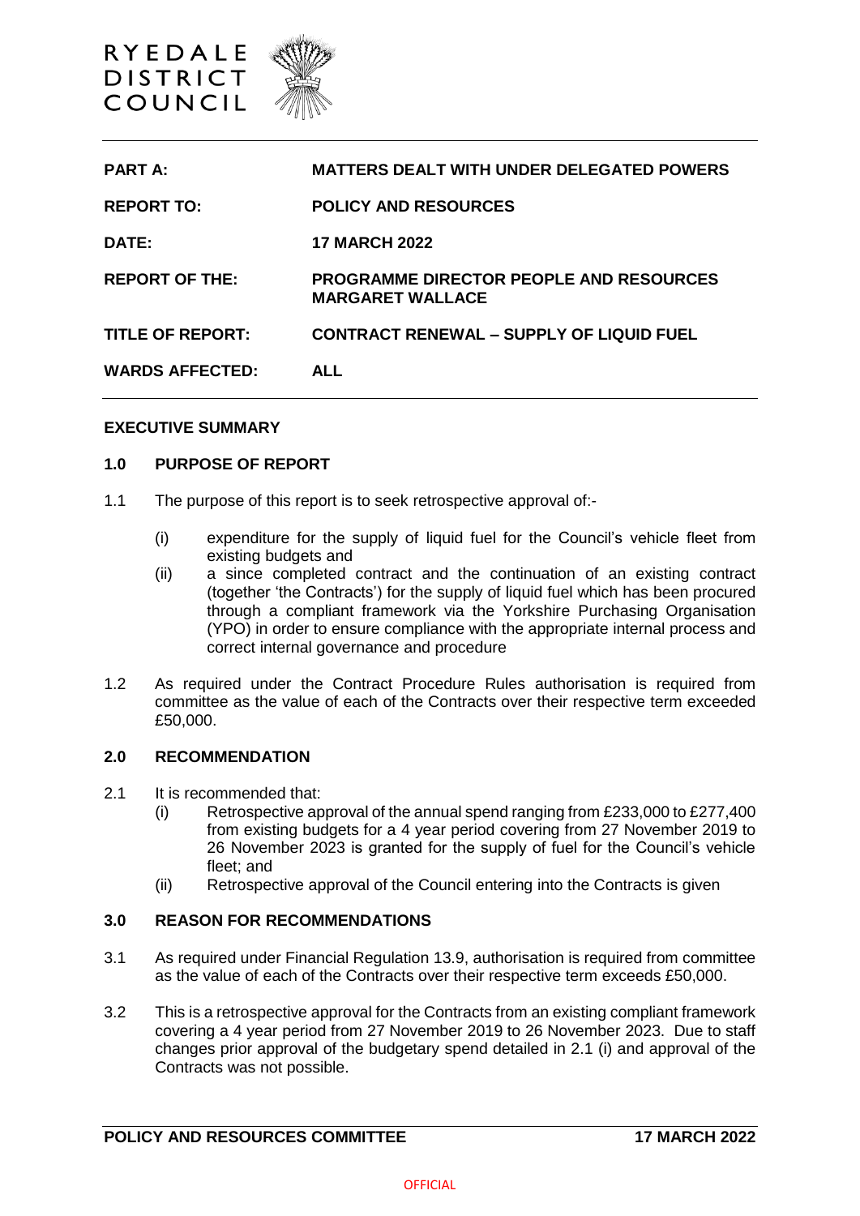RYEDALE DISTRICT COUNCIL

| | |
|---|---|
| **PART A:** | **MATTERS DEALT WITH UNDER DELEGATED POWERS** |
| **REPORT TO:** | **POLICY AND RESOURCES** |
| **DATE:** | **17 MARCH 2022** |
| **REPORT OF THE:** | **PROGRAMME DIRECTOR PEOPLE AND RESOURCES MARGARET WALLACE** |
| **TITLE OF REPORT:** | **CONTRACT RENEWAL – SUPPLY OF LIQUID FUEL** |
| **WARDS AFFECTED:** | **ALL** |

**EXECUTIVE SUMMARY**

## 1.0 PURPOSE OF REPORT

1.1 The purpose of this report is to seek retrospective approval of:-

(i) expenditure for the supply of liquid fuel for the Council's vehicle fleet from existing budgets and

(ii) a since completed contract and the continuation of an existing contract (together 'the Contracts') for the supply of liquid fuel which has been procured through a compliant framework via the Yorkshire Purchasing Organisation (YPO) in order to ensure compliance with the appropriate internal process and correct internal governance and procedure

1.2 As required under the Contract Procedure Rules authorisation is required from committee as the value of each of the Contracts over their respective term exceeded £50,000.

## 2.0 RECOMMENDATION

2.1 It is recommended that:

(i) Retrospective approval of the annual spend ranging from £233,000 to £277,400 from existing budgets for a 4 year period covering from 27 November 2019 to 26 November 2023 is granted for the supply of fuel for the Council's vehicle fleet; and

(ii) Retrospective approval of the Council entering into the Contracts is given

## 3.0 REASON FOR RECOMMENDATIONS

3.1 As required under Financial Regulation 13.9, authorisation is required from committee as the value of each of the Contracts over their respective term exceeds £50,000.

3.2 This is a retrospective approval for the Contracts from an existing compliant framework covering a 4 year period from 27 November 2019 to 26 November 2023. Due to staff changes prior approval of the budgetary spend detailed in 2.1 (i) and approval of the Contracts was not possible.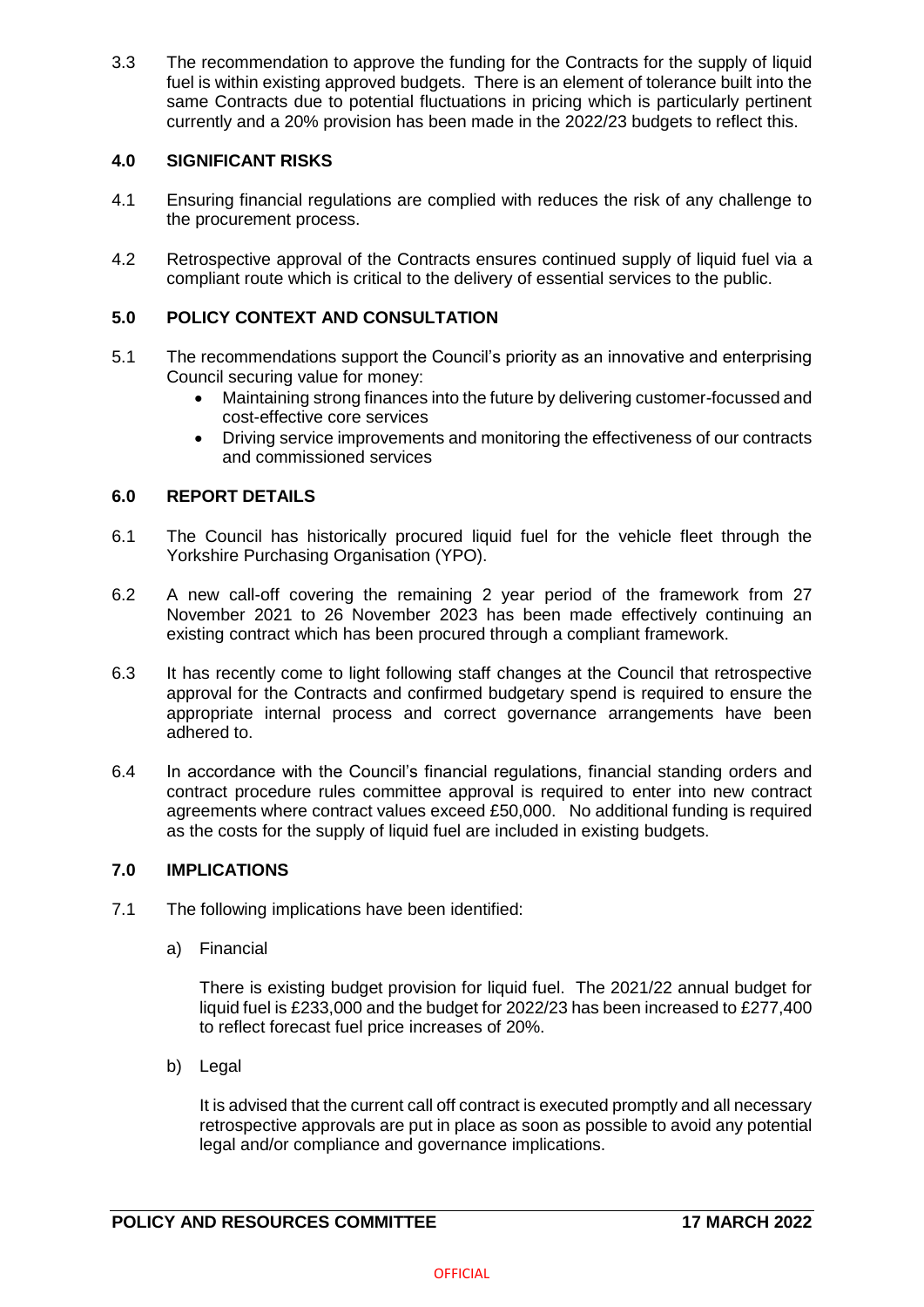3.3 The recommendation to approve the funding for the Contracts for the supply of liquid fuel is within existing approved budgets. There is an element of tolerance built into the same Contracts due to potential fluctuations in pricing which is particularly pertinent currently and a 20% provision has been made in the 2022/23 budgets to reflect this.

## 4.0 SIGNIFICANT RISKS

4.1 Ensuring financial regulations are complied with reduces the risk of any challenge to the procurement process.

4.2 Retrospective approval of the Contracts ensures continued supply of liquid fuel via a compliant route which is critical to the delivery of essential services to the public.

## 5.0 POLICY CONTEXT AND CONSULTATION

5.1 The recommendations support the Council's priority as an innovative and enterprising Council securing value for money:

- Maintaining strong finances into the future by delivering customer-focussed and cost-effective core services
- Driving service improvements and monitoring the effectiveness of our contracts and commissioned services

## 6.0 REPORT DETAILS

6.1 The Council has historically procured liquid fuel for the vehicle fleet through the Yorkshire Purchasing Organisation (YPO).

6.2 A new call-off covering the remaining 2 year period of the framework from 27 November 2021 to 26 November 2023 has been made effectively continuing an existing contract which has been procured through a compliant framework.

6.3 It has recently come to light following staff changes at the Council that retrospective approval for the Contracts and confirmed budgetary spend is required to ensure the appropriate internal process and correct governance arrangements have been adhered to.

6.4 In accordance with the Council's financial regulations, financial standing orders and contract procedure rules committee approval is required to enter into new contract agreements where contract values exceed £50,000. No additional funding is required as the costs for the supply of liquid fuel are included in existing budgets.

## 7.0 IMPLICATIONS

7.1 The following implications have been identified:

a) Financial

There is existing budget provision for liquid fuel. The 2021/22 annual budget for liquid fuel is £233,000 and the budget for 2022/23 has been increased to £277,400 to reflect forecast fuel price increases of 20%.

b) Legal

It is advised that the current call off contract is executed promptly and all necessary retrospective approvals are put in place as soon as possible to avoid any potential legal and/or compliance and governance implications.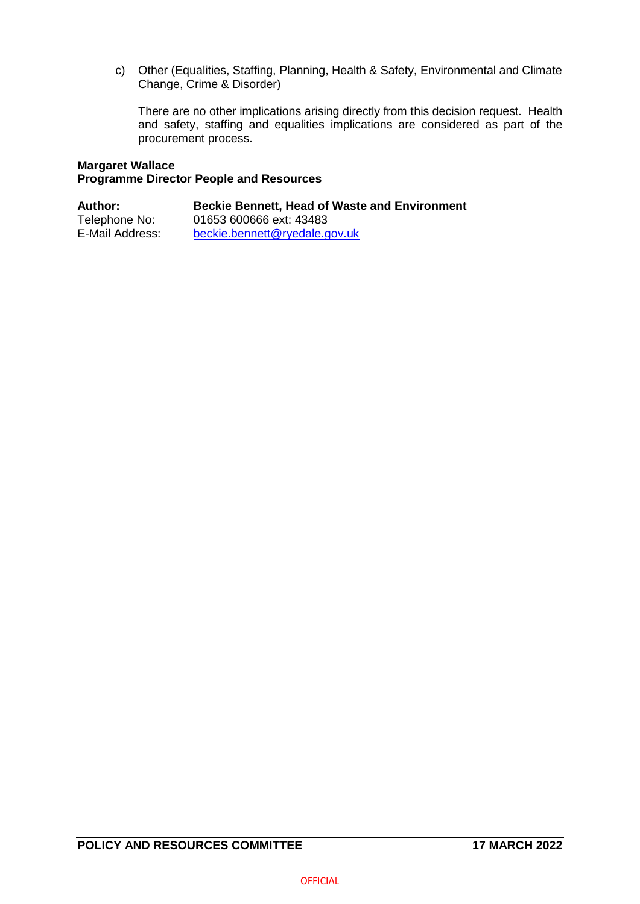c) Other (Equalities, Staffing, Planning, Health & Safety, Environmental and Climate Change, Crime & Disorder)

There are no other implications arising directly from this decision request. Health and safety, staffing and equalities implications are considered as part of the procurement process.

**Margaret Wallace**
**Programme Director People and Resources**

| | |
|---|---|
| **Author:** | **Beckie Bennett, Head of Waste and Environment** |
| Telephone No: | 01653 600666 ext: 43483 |
| E-Mail Address: | beckie.bennett@ryedale.gov.uk |